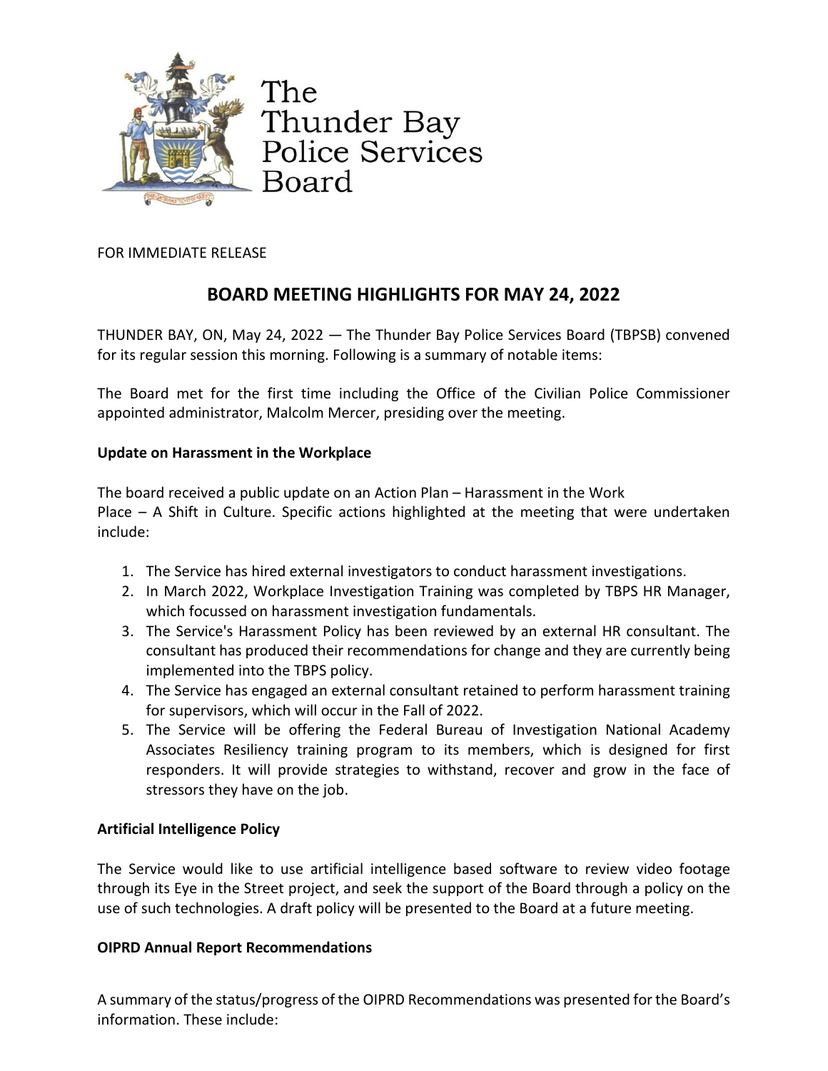The Thunder Bay Police Services Board

FOR IMMEDIATE RELEASE

# BOARD MEETING HIGHLIGHTS FOR MAY 24, 2022

THUNDER BAY, ON, May 24, 2022 — The Thunder Bay Police Services Board (TBPSB) convened for its regular session this morning. Following is a summary of notable items:

The Board met for the first time including the Office of the Civilian Police Commissioner appointed administrator, Malcolm Mercer, presiding over the meeting.

**Update on Harassment in the Workplace**

The board received a public update on an Action Plan – Harassment in the Work Place – A Shift in Culture. Specific actions highlighted at the meeting that were undertaken include:

1. The Service has hired external investigators to conduct harassment investigations.
2. In March 2022, Workplace Investigation Training was completed by TBPS HR Manager, which focussed on harassment investigation fundamentals.
3. The Service's Harassment Policy has been reviewed by an external HR consultant. The consultant has produced their recommendations for change and they are currently being implemented into the TBPS policy.
4. The Service has engaged an external consultant retained to perform harassment training for supervisors, which will occur in the Fall of 2022.
5. The Service will be offering the Federal Bureau of Investigation National Academy Associates Resiliency training program to its members, which is designed for first responders. It will provide strategies to withstand, recover and grow in the face of stressors they have on the job.

**Artificial Intelligence Policy**

The Service would like to use artificial intelligence based software to review video footage through its Eye in the Street project, and seek the support of the Board through a policy on the use of such technologies. A draft policy will be presented to the Board at a future meeting.

**OIPRD Annual Report Recommendations**

A summary of the status/progress of the OIPRD Recommendations was presented for the Board's information. These include: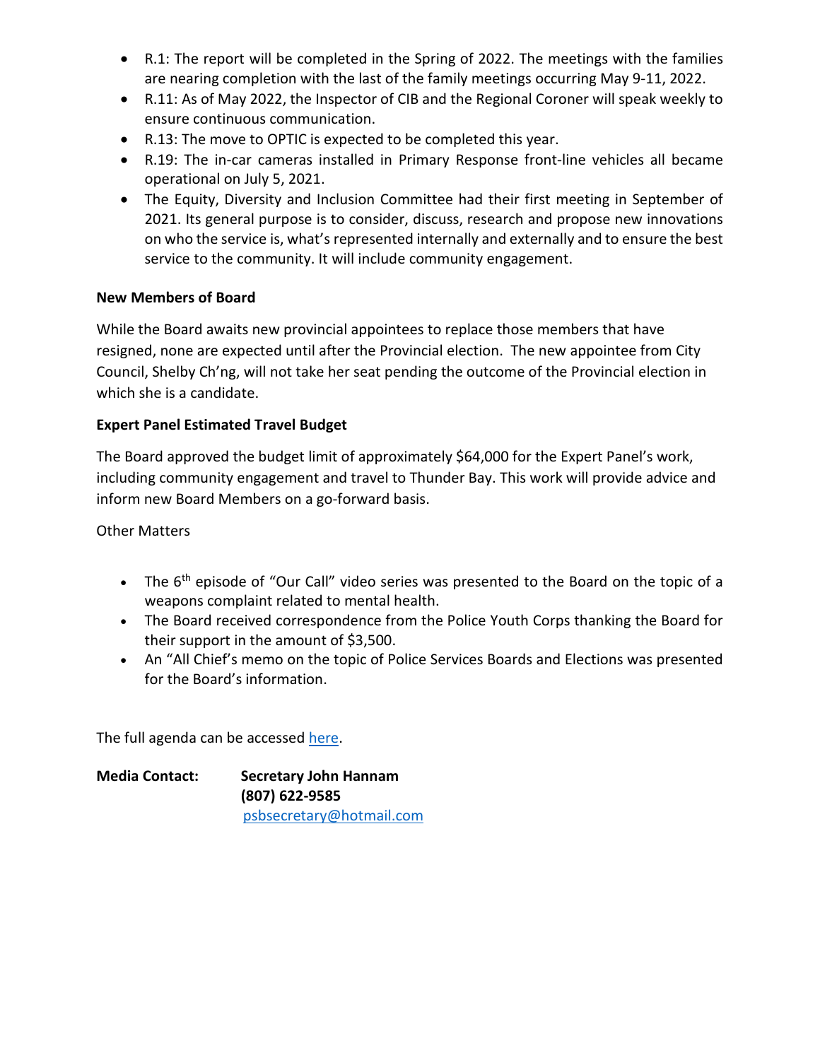- R.1: The report will be completed in the Spring of 2022. The meetings with the families are nearing completion with the last of the family meetings occurring May 9-11, 2022.
- R.11: As of May 2022, the Inspector of CIB and the Regional Coroner will speak weekly to ensure continuous communication.
- R.13: The move to OPTIC is expected to be completed this year.
- R.19: The in-car cameras installed in Primary Response front-line vehicles all became operational on July 5, 2021.
- The Equity, Diversity and Inclusion Committee had their first meeting in September of 2021. Its general purpose is to consider, discuss, research and propose new innovations on who the service is, what's represented internally and externally and to ensure the best service to the community. It will include community engagement.

**New Members of Board**

While the Board awaits new provincial appointees to replace those members that have resigned, none are expected until after the Provincial election. The new appointee from City Council, Shelby Ch'ng, will not take her seat pending the outcome of the Provincial election in which she is a candidate.

**Expert Panel Estimated Travel Budget**

The Board approved the budget limit of approximately $64,000 for the Expert Panel's work, including community engagement and travel to Thunder Bay. This work will provide advice and inform new Board Members on a go-forward basis.

Other Matters

- The 6th episode of "Our Call" video series was presented to the Board on the topic of a weapons complaint related to mental health.
- The Board received correspondence from the Police Youth Corps thanking the Board for their support in the amount of $3,500.
- An "All Chief's memo on the topic of Police Services Boards and Elections was presented for the Board's information.

The full agenda can be accessed here.

**Media Contact:** **Secretary John Hannam**
**(807) 622-9585**
psbsecretary@hotmail.com